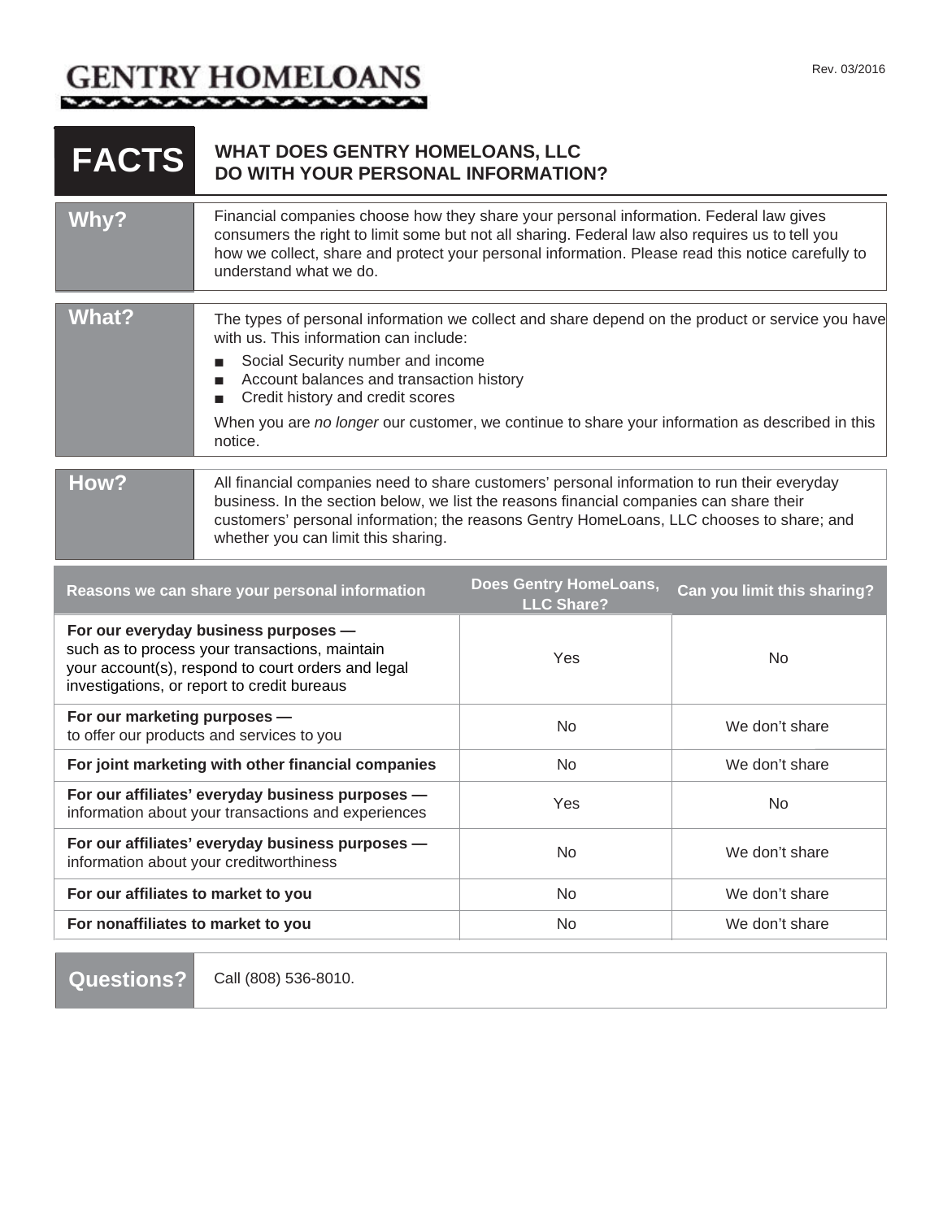# GENTRY HOMELOANS

Rev. 03/2016

## FACTS — WHAT DOES GENTRY HOMELOANS, LLC DO WITH YOUR PERSONAL INFORMATION?

**Why?**

Financial companies choose how they share your personal information. Federal law gives consumers the right to limit some but not all sharing. Federal law also requires us to tell you how we collect, share and protect your personal information. Please read this notice carefully to understand what we do.

**What?**

The types of personal information we collect and share depend on the product or service you have with us. This information can include:

- Social Security number and income
- Account balances and transaction history
- Credit history and credit scores

When you are *no longer* our customer, we continue to share your information as described in this notice.

**How?**

All financial companies need to share customers' personal information to run their everyday business. In the section below, we list the reasons financial companies can share their customers' personal information; the reasons Gentry HomeLoans, LLC chooses to share; and whether you can limit this sharing.

| Reasons we can share your personal information | Does Gentry HomeLoans, LLC Share? | Can you limit this sharing? |
| --- | --- | --- |
| **For our everyday business purposes —** such as to process your transactions, maintain your account(s), respond to court orders and legal investigations, or report to credit bureaus | Yes | No |
| **For our marketing purposes —** to offer our products and services to you | No | We don't share |
| **For joint marketing with other financial companies** | No | We don't share |
| **For our affiliates' everyday business purposes —** information about your transactions and experiences | Yes | No |
| **For our affiliates' everyday business purposes —** information about your creditworthiness | No | We don't share |
| **For our affiliates to market to you** | No | We don't share |
| **For nonaffiliates to market to you** | No | We don't share |

**Questions?**

Call (808) 536-8010.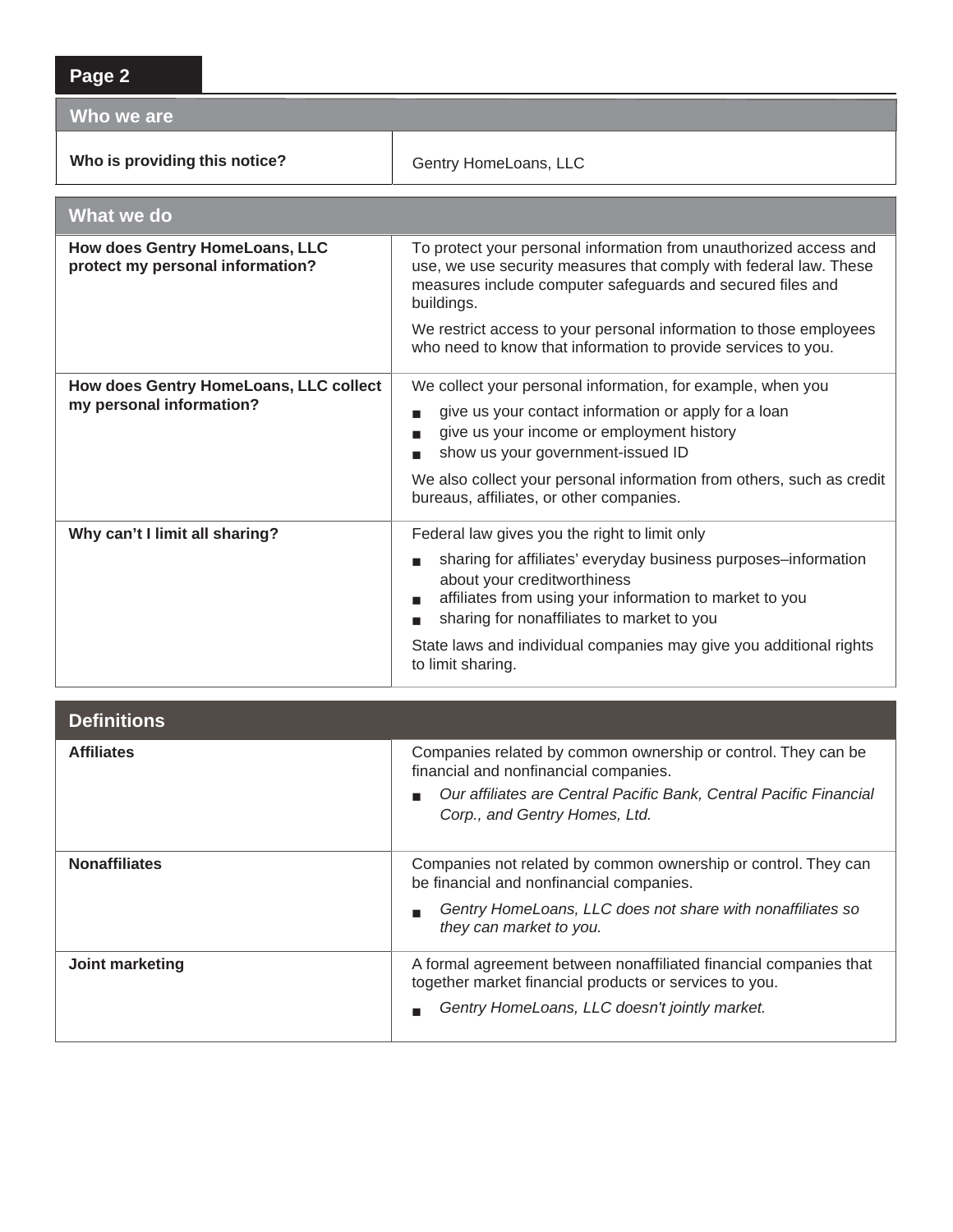## Page 2

| Who we are | |
|---|---|
| **Who is providing this notice?** | Gentry HomeLoans, LLC |

| What we do | |
|---|---|
| **How does Gentry HomeLoans, LLC protect my personal information?** | To protect your personal information from unauthorized access and use, we use security measures that comply with federal law. These measures include computer safeguards and secured files and buildings.<br><br>We restrict access to your personal information to those employees who need to know that information to provide services to you. |
| **How does Gentry HomeLoans, LLC collect my personal information?** | We collect your personal information, for example, when you<br>■ give us your contact information or apply for a loan<br>■ give us your income or employment history<br>■ show us your government-issued ID<br><br>We also collect your personal information from others, such as credit bureaus, affiliates, or other companies. |
| **Why can't I limit all sharing?** | Federal law gives you the right to limit only<br>■ sharing for affiliates' everyday business purposes–information about your creditworthiness<br>■ affiliates from using your information to market to you<br>■ sharing for nonaffiliates to market to you<br><br>State laws and individual companies may give you additional rights to limit sharing. |

| Definitions | |
|---|---|
| **Affiliates** | Companies related by common ownership or control. They can be financial and nonfinancial companies.<br>■ *Our affiliates are Central Pacific Bank, Central Pacific Financial Corp., and Gentry Homes, Ltd.* |
| **Nonaffiliates** | Companies not related by common ownership or control. They can be financial and nonfinancial companies.<br>■ *Gentry HomeLoans, LLC does not share with nonaffiliates so they can market to you.* |
| **Joint marketing** | A formal agreement between nonaffiliated financial companies that together market financial products or services to you.<br>■ *Gentry HomeLoans, LLC doesn't jointly market.* |